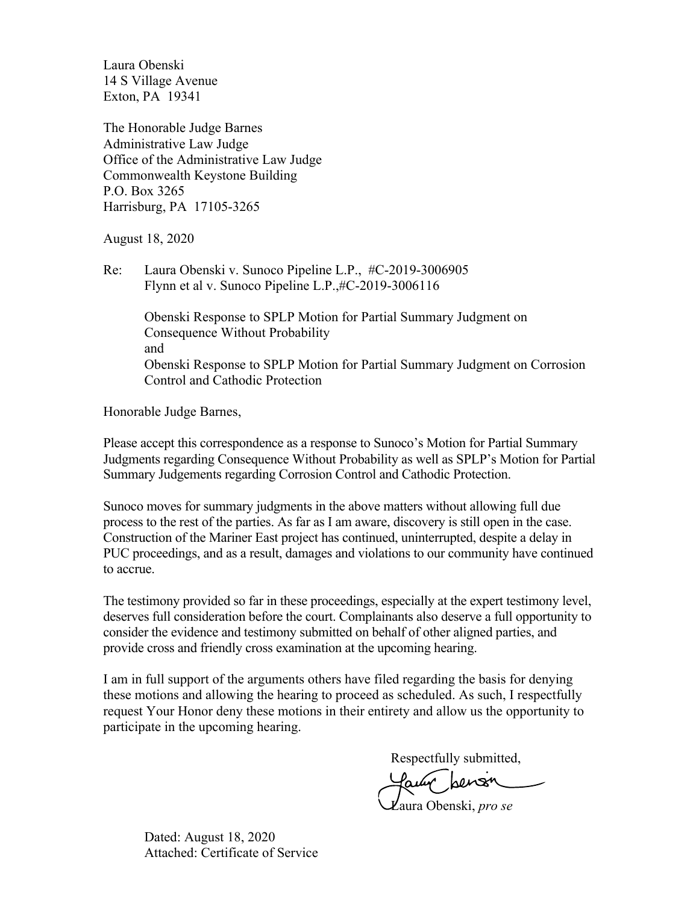Laura Obenski
14 S Village Avenue
Exton, PA 19341

The Honorable Judge Barnes
Administrative Law Judge
Office of the Administrative Law Judge
Commonwealth Keystone Building
P.O. Box 3265
Harrisburg, PA 17105-3265

August 18, 2020

Re: Laura Obenski v. Sunoco Pipeline L.P., #C-2019-3006905
Flynn et al v. Sunoco Pipeline L.P.,#C-2019-3006116

Obenski Response to SPLP Motion for Partial Summary Judgment on Consequence Without Probability
and
Obenski Response to SPLP Motion for Partial Summary Judgment on Corrosion Control and Cathodic Protection

Honorable Judge Barnes,

Please accept this correspondence as a response to Sunoco's Motion for Partial Summary Judgments regarding Consequence Without Probability as well as SPLP's Motion for Partial Summary Judgements regarding Corrosion Control and Cathodic Protection.

Sunoco moves for summary judgments in the above matters without allowing full due process to the rest of the parties. As far as I am aware, discovery is still open in the case. Construction of the Mariner East project has continued, uninterrupted, despite a delay in PUC proceedings, and as a result, damages and violations to our community have continued to accrue.

The testimony provided so far in these proceedings, especially at the expert testimony level, deserves full consideration before the court. Complainants also deserve a full opportunity to consider the evidence and testimony submitted on behalf of other aligned parties, and provide cross and friendly cross examination at the upcoming hearing.

I am in full support of the arguments others have filed regarding the basis for denying these motions and allowing the hearing to proceed as scheduled. As such, I respectfully request Your Honor deny these motions in their entirety and allow us the opportunity to participate in the upcoming hearing.

Respectfully submitted,

Laura Obenski, *pro se*

Dated: August 18, 2020
Attached: Certificate of Service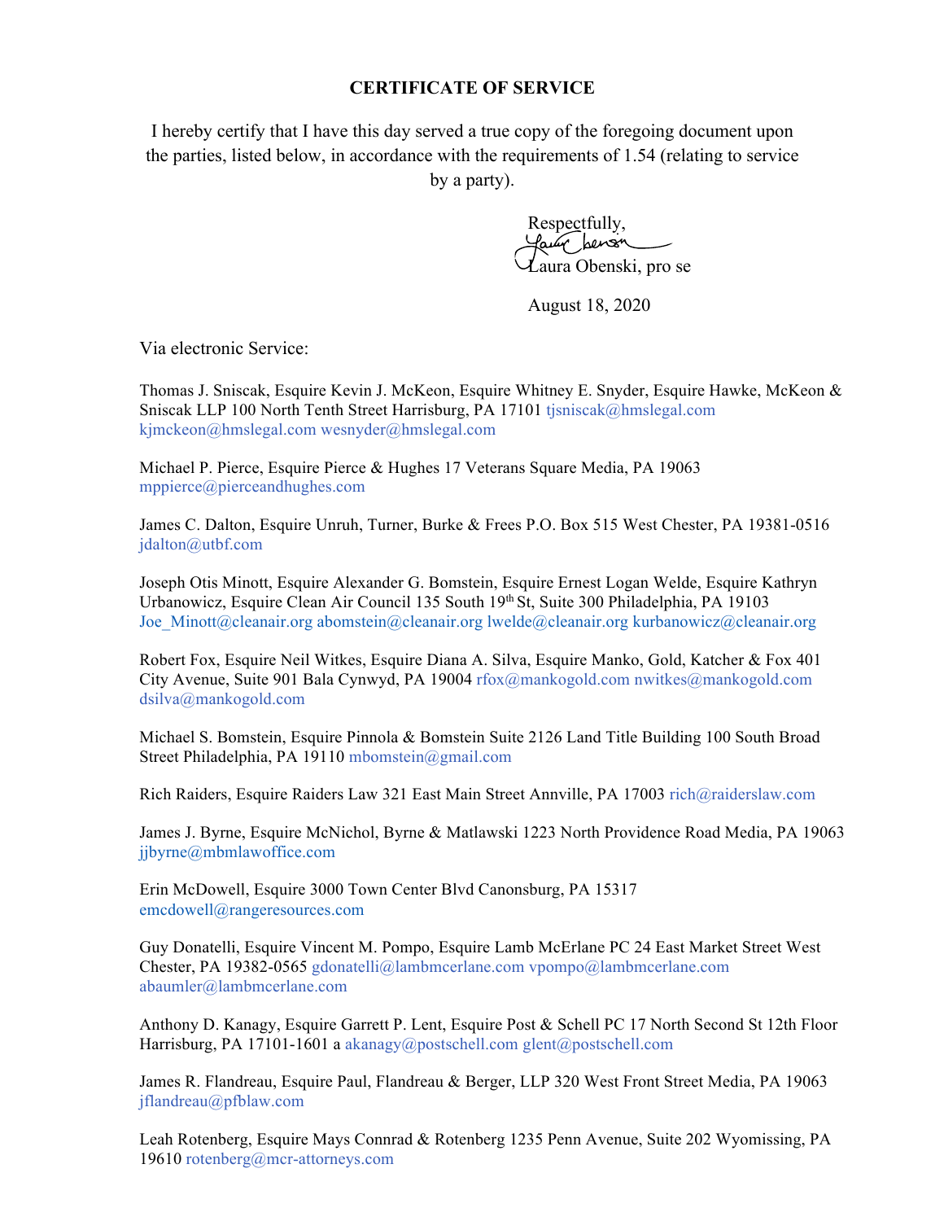# CERTIFICATE OF SERVICE

I hereby certify that I have this day served a true copy of the foregoing document upon the parties, listed below, in accordance with the requirements of 1.54 (relating to service by a party).

Respectfully,

Laura Obenski, pro se

August 18, 2020

Via electronic Service:

Thomas J. Sniscak, Esquire Kevin J. McKeon, Esquire Whitney E. Snyder, Esquire Hawke, McKeon & Sniscak LLP 100 North Tenth Street Harrisburg, PA 17101 tjsniscak@hmslegal.com kjmckeon@hmslegal.com wesnyder@hmslegal.com

Michael P. Pierce, Esquire Pierce & Hughes 17 Veterans Square Media, PA 19063 mppierce@pierceandhughes.com

James C. Dalton, Esquire Unruh, Turner, Burke & Frees P.O. Box 515 West Chester, PA 19381-0516 jdalton@utbf.com

Joseph Otis Minott, Esquire Alexander G. Bomstein, Esquire Ernest Logan Welde, Esquire Kathryn Urbanowicz, Esquire Clean Air Council 135 South 19th St, Suite 300 Philadelphia, PA 19103 Joe_Minott@cleanair.org abomstein@cleanair.org lwelde@cleanair.org kurbanowicz@cleanair.org

Robert Fox, Esquire Neil Witkes, Esquire Diana A. Silva, Esquire Manko, Gold, Katcher & Fox 401 City Avenue, Suite 901 Bala Cynwyd, PA 19004 rfox@mankogold.com nwitkes@mankogold.com dsilva@mankogold.com

Michael S. Bomstein, Esquire Pinnola & Bomstein Suite 2126 Land Title Building 100 South Broad Street Philadelphia, PA 19110 mbomstein@gmail.com

Rich Raiders, Esquire Raiders Law 321 East Main Street Annville, PA 17003 rich@raiderslaw.com

James J. Byrne, Esquire McNichol, Byrne & Matlawski 1223 North Providence Road Media, PA 19063 jjbyrne@mbmlawoffice.com

Erin McDowell, Esquire 3000 Town Center Blvd Canonsburg, PA 15317 emcdowell@rangeresources.com

Guy Donatelli, Esquire Vincent M. Pompo, Esquire Lamb McErlane PC 24 East Market Street West Chester, PA 19382-0565 gdonatelli@lambmcerlane.com vpompo@lambmcerlane.com abaumler@lambmcerlane.com

Anthony D. Kanagy, Esquire Garrett P. Lent, Esquire Post & Schell PC 17 North Second St 12th Floor Harrisburg, PA 17101-1601 a akanagy@postschell.com glent@postschell.com

James R. Flandreau, Esquire Paul, Flandreau & Berger, LLP 320 West Front Street Media, PA 19063 jflandreau@pfblaw.com

Leah Rotenberg, Esquire Mays Connrad & Rotenberg 1235 Penn Avenue, Suite 202 Wyomissing, PA 19610 rotenberg@mcr-attorneys.com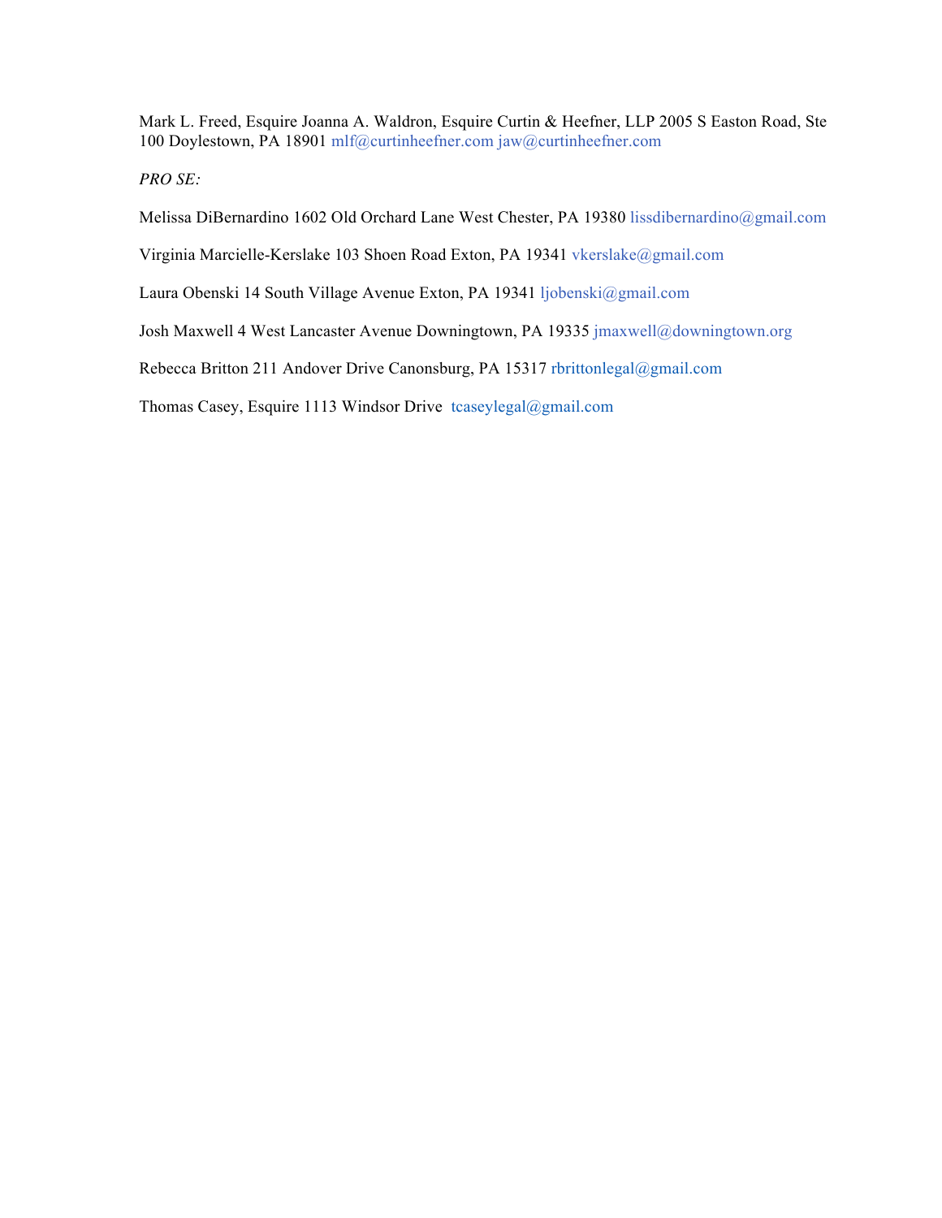Mark L. Freed, Esquire Joanna A. Waldron, Esquire Curtin & Heefner, LLP 2005 S Easton Road, Ste 100 Doylestown, PA 18901 mlf@curtinheefner.com jaw@curtinheefner.com

*PRO SE:*

Melissa DiBernardino 1602 Old Orchard Lane West Chester, PA 19380 lissdibernardino@gmail.com

Virginia Marcielle-Kerslake 103 Shoen Road Exton, PA 19341 vkerslake@gmail.com

Laura Obenski 14 South Village Avenue Exton, PA 19341 ljobenski@gmail.com

Josh Maxwell 4 West Lancaster Avenue Downingtown, PA 19335 jmaxwell@downingtown.org

Rebecca Britton 211 Andover Drive Canonsburg, PA 15317 rbrittonlegal@gmail.com

Thomas Casey, Esquire 1113 Windsor Drive tcaseylegal@gmail.com